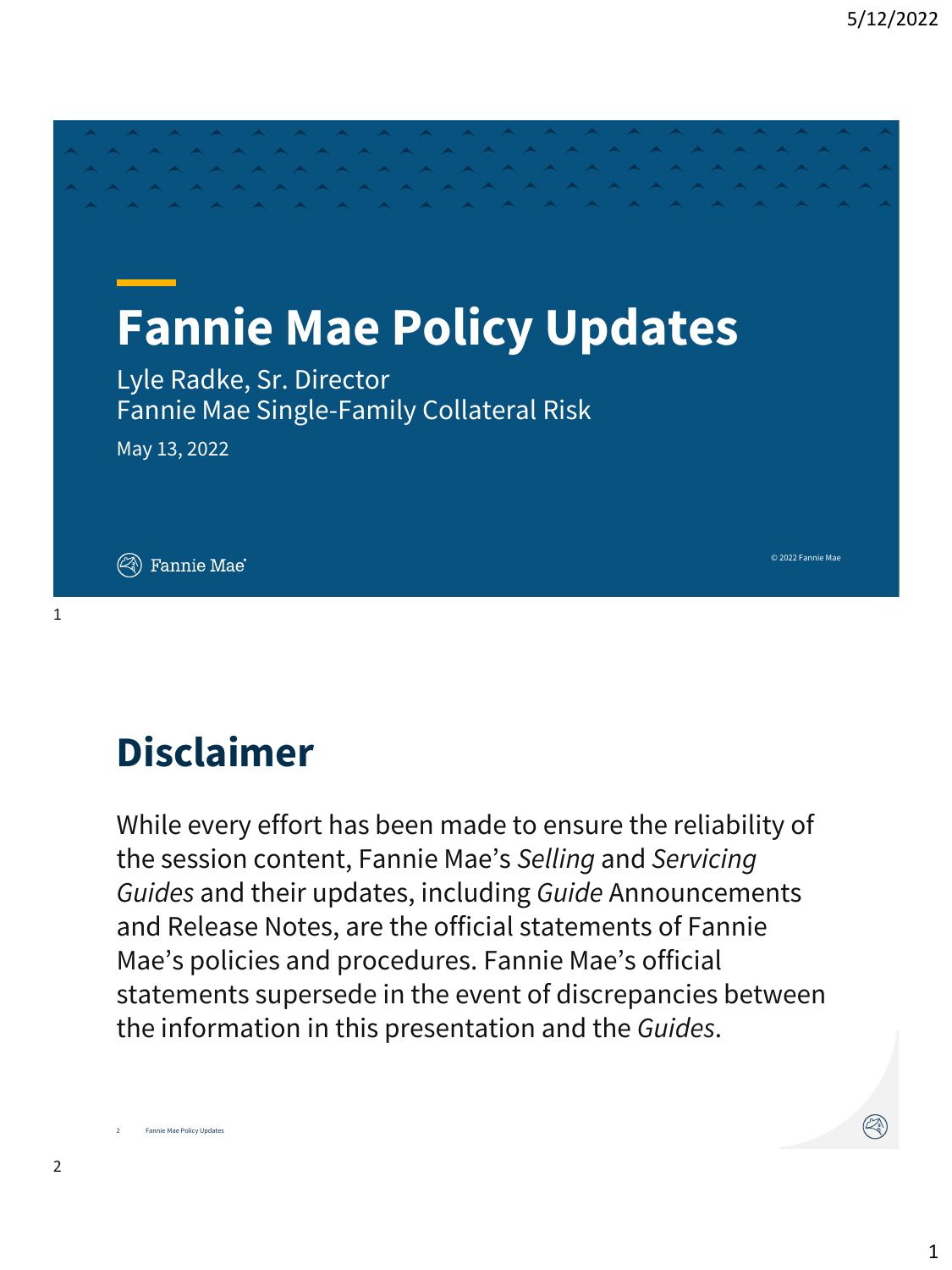# Fannie Mae Policy Updates

Lyle Radke, Sr. Director
Fannie Mae Single-Family Collateral Risk

May 13, 2022

Fannie Mae

© 2022 Fannie Mae

## Disclaimer

While every effort has been made to ensure the reliability of the session content, Fannie Mae's *Selling* and *Servicing Guides* and their updates, including *Guide* Announcements and Release Notes, are the official statements of Fannie Mae's policies and procedures. Fannie Mae's official statements supersede in the event of discrepancies between the information in this presentation and the *Guides*.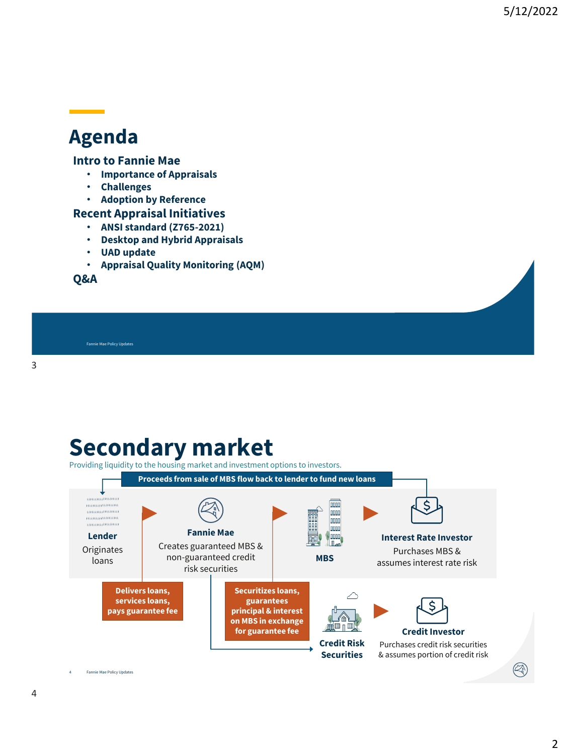# Agenda

## Intro to Fannie Mae

- Importance of Appraisals
- Challenges
- Adoption by Reference

## Recent Appraisal Initiatives

- ANSI standard (Z765-2021)
- Desktop and Hybrid Appraisals
- UAD update
- Appraisal Quality Monitoring (AQM)

## Q&A

# Secondary market

Providing liquidity to the housing market and investment options to investors.

**Proceeds from sale of MBS flow back to lender to fund new loans**

**Lender**
Originates loans

**Delivers loans, services loans, pays guarantee fee**

**Fannie Mae**
Creates guaranteed MBS & non-guaranteed credit risk securities

**Securitizes loans, guarantees principal & interest on MBS in exchange for guarantee fee**

**MBS**

**Interest Rate Investor**
Purchases MBS & assumes interest rate risk

**Credit Risk Securities**

**Credit Investor**
Purchases credit risk securities & assumes portion of credit risk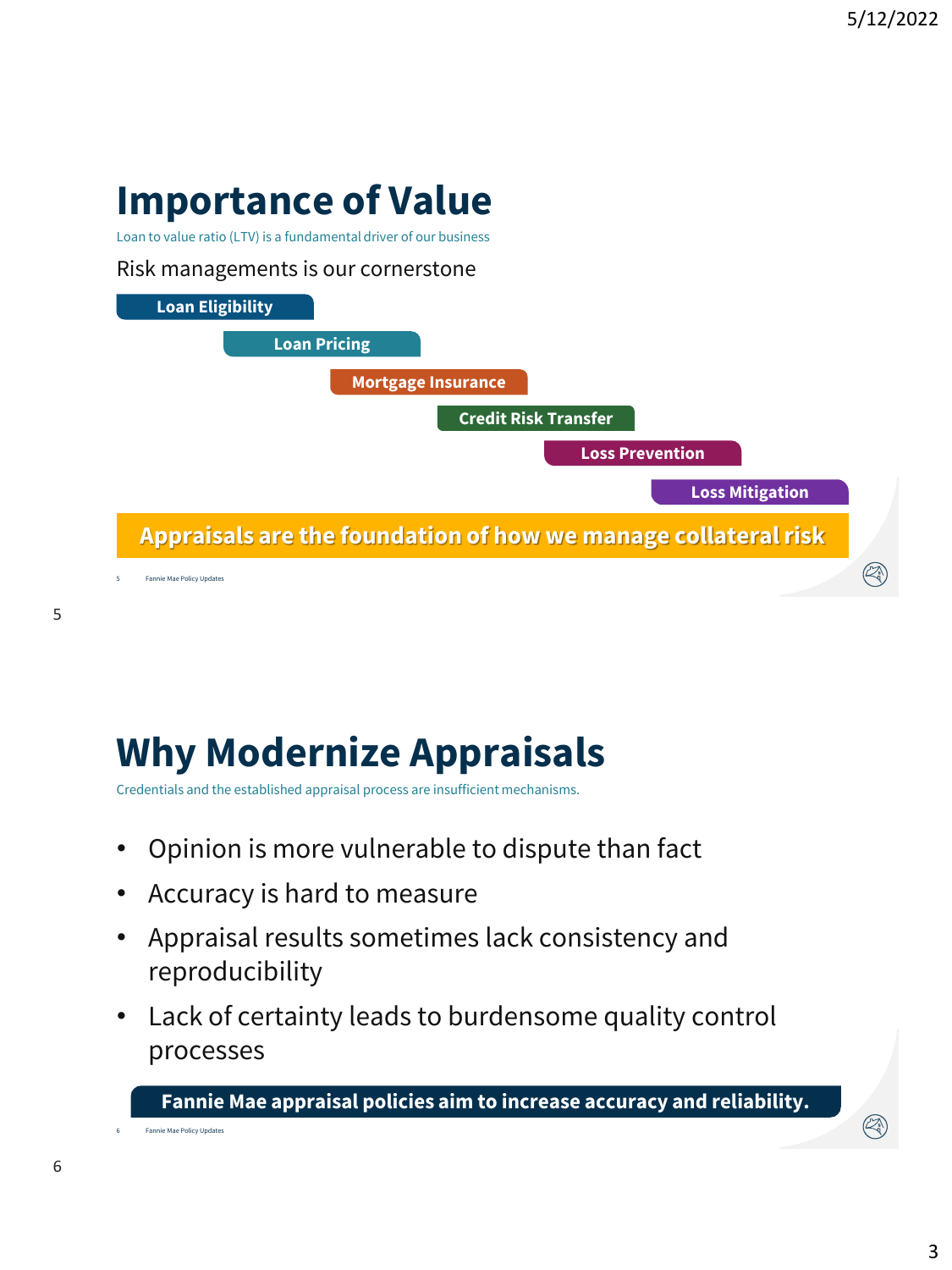# Importance of Value

Loan to value ratio (LTV) is a fundamental driver of our business

Risk managements is our cornerstone

- **Loan Eligibility**
- **Loan Pricing**
- **Mortgage Insurance**
- **Credit Risk Transfer**
- **Loss Prevention**
- **Loss Mitigation**

**Appraisals are the foundation of how we manage collateral risk**

# Why Modernize Appraisals

Credentials and the established appraisal process are insufficient mechanisms.

- Opinion is more vulnerable to dispute than fact
- Accuracy is hard to measure
- Appraisal results sometimes lack consistency and reproducibility
- Lack of certainty leads to burdensome quality control processes

**Fannie Mae appraisal policies aim to increase accuracy and reliability.**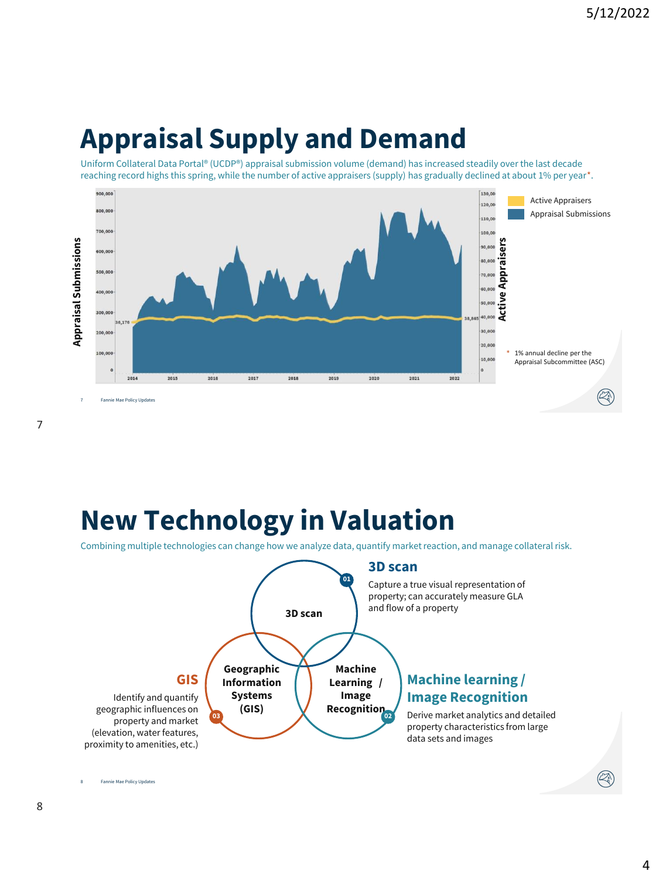# Appraisal Supply and Demand

Uniform Collateral Data Portal® (UCDP®) appraisal submission volume (demand) has increased steadily over the last decade reaching record highs this spring, while the number of active appraisers (supply) has gradually declined at about 1% per year*.

Active Appraisers

Appraisal Submissions

\* 1% annual decline per the Appraisal Subcommittee (ASC)

# New Technology in Valuation

Combining multiple technologies can change how we analyze data, quantify market reaction, and manage collateral risk.

### 3D scan

Capture a true visual representation of property; can accurately measure GLA and flow of a property

### Machine learning / Image Recognition

Derive market analytics and detailed property characteristics from large data sets and images

### GIS

Identify and quantify geographic influences on property and market (elevation, water features, proximity to amenities, etc.)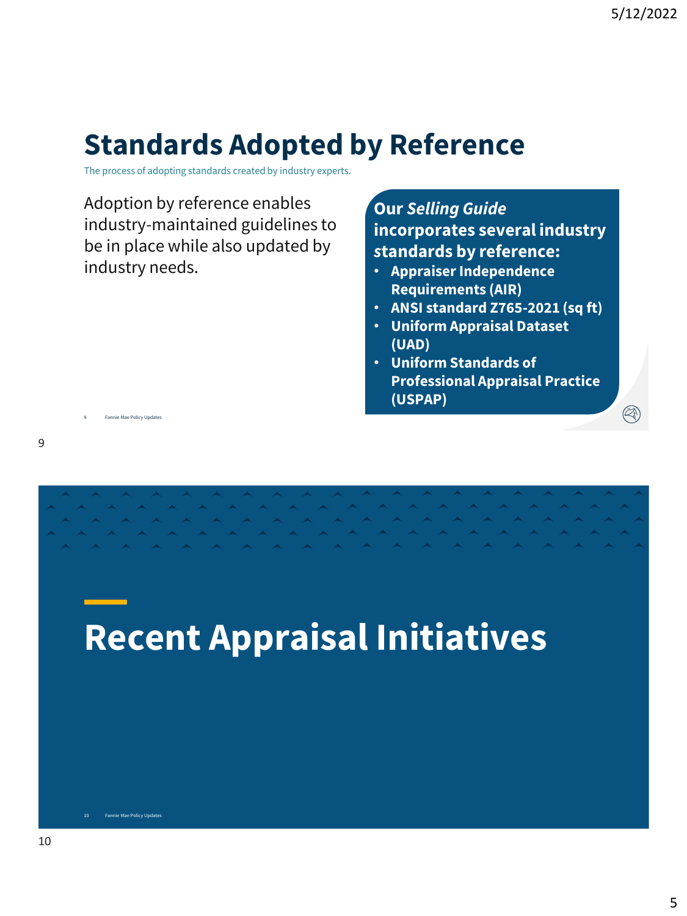# Standards Adopted by Reference

The process of adopting standards created by industry experts.

Adoption by reference enables industry-maintained guidelines to be in place while also updated by industry needs.

**Our *Selling Guide* incorporates several industry standards by reference:**

- **Appraiser Independence Requirements (AIR)**
- **ANSI standard Z765-2021 (sq ft)**
- **Uniform Appraisal Dataset (UAD)**
- **Uniform Standards of Professional Appraisal Practice (USPAP)**

# Recent Appraisal Initiatives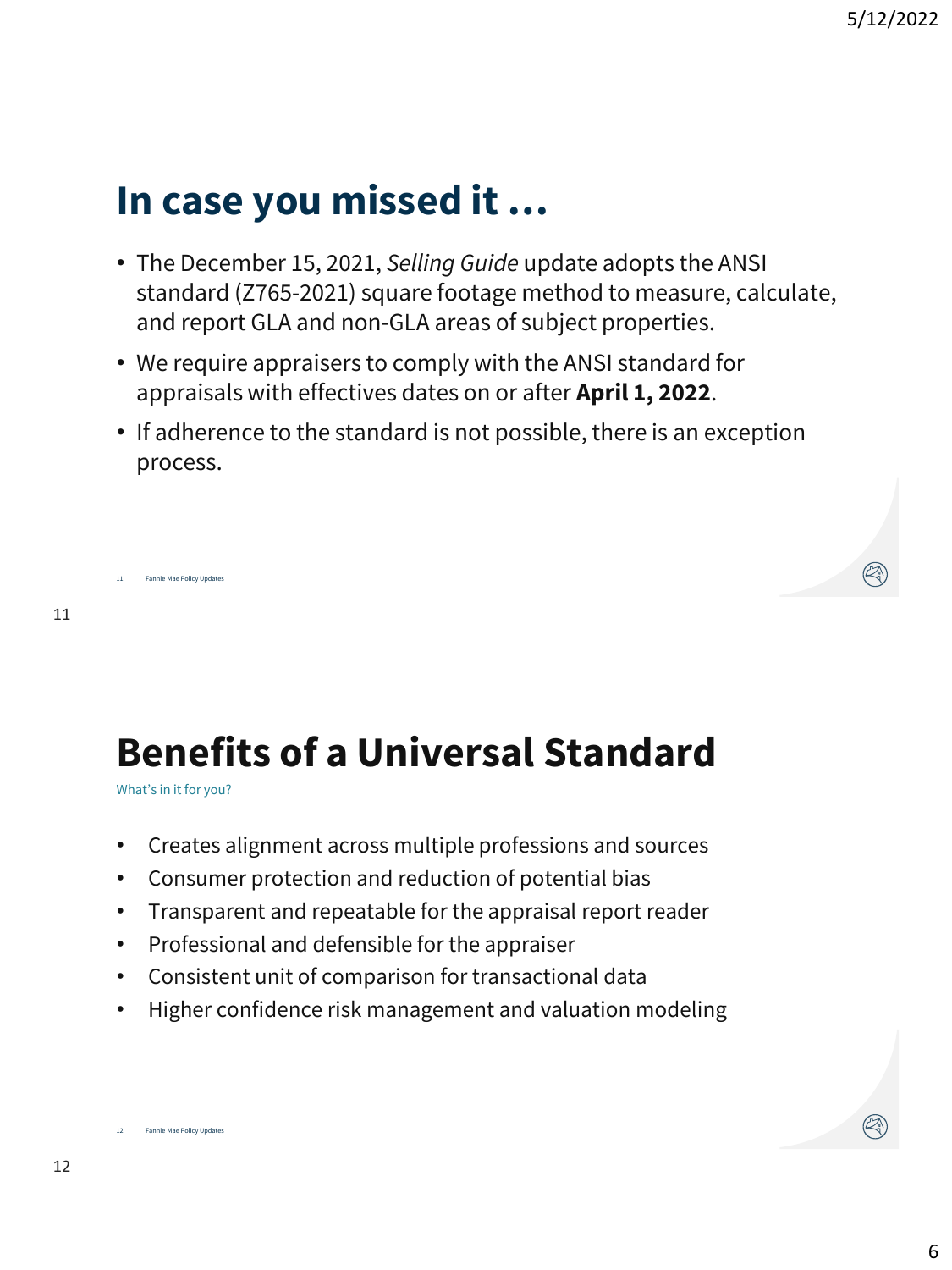# In case you missed it …

- The December 15, 2021, *Selling Guide* update adopts the ANSI standard (Z765-2021) square footage method to measure, calculate, and report GLA and non-GLA areas of subject properties.
- We require appraisers to comply with the ANSI standard for appraisals with effectives dates on or after **April 1, 2022**.
- If adherence to the standard is not possible, there is an exception process.

# Benefits of a Universal Standard

What's in it for you?

- Creates alignment across multiple professions and sources
- Consumer protection and reduction of potential bias
- Transparent and repeatable for the appraisal report reader
- Professional and defensible for the appraiser
- Consistent unit of comparison for transactional data
- Higher confidence risk management and valuation modeling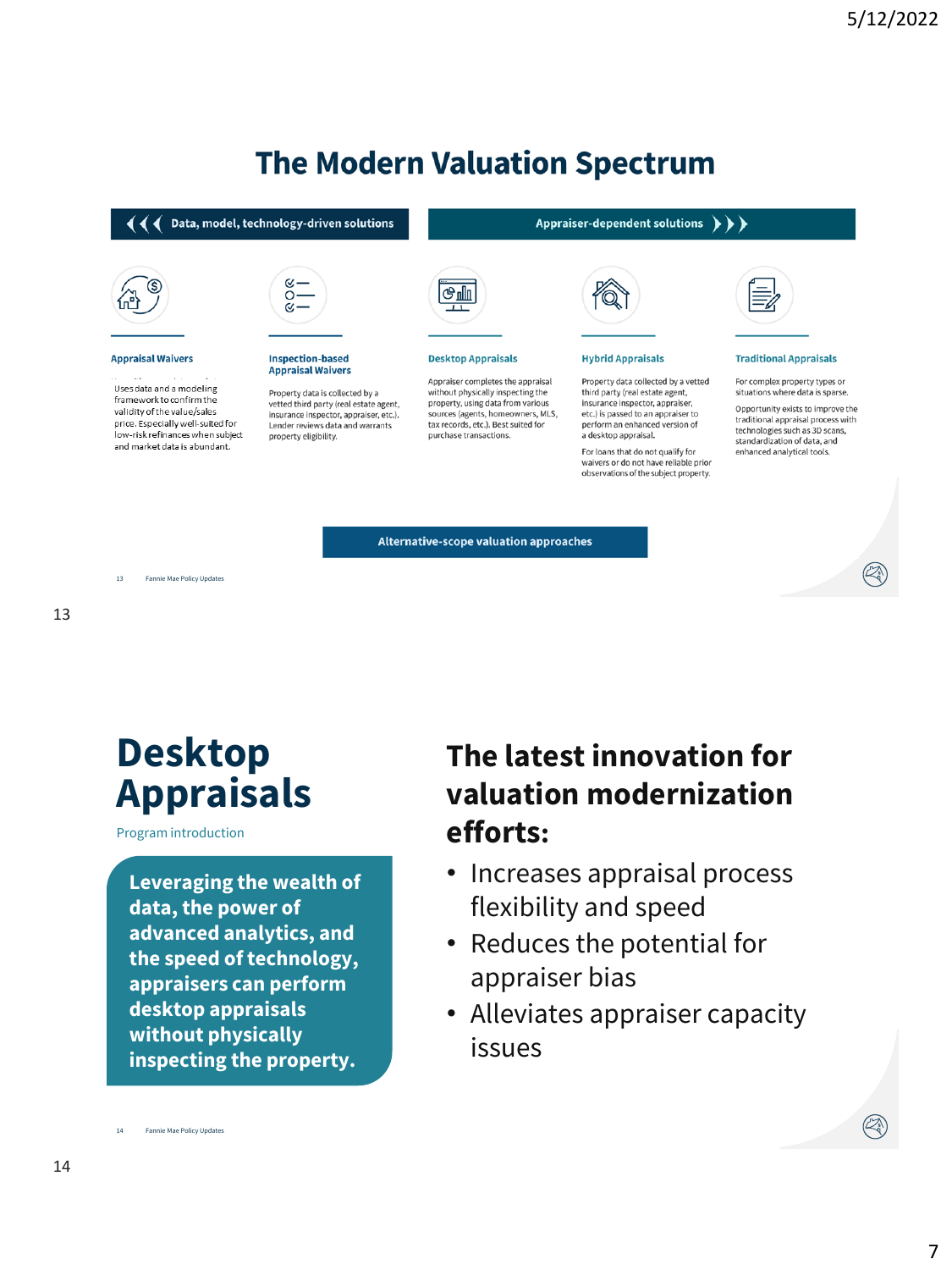# The Modern Valuation Spectrum

**Data, model, technology-driven solutions** | **Appraiser-dependent solutions**

### Appraisal Waivers

Uses data and a modeling framework to confirm the validity of the value/sales price. Especially well-suited for low-risk refinances when subject and market data is abundant.

### Inspection-based Appraisal Waivers

Property data is collected by a vetted third party (real estate agent, insurance inspector, appraiser, etc.). Lender reviews data and warrants property eligibility.

### Desktop Appraisals

Appraiser completes the appraisal without physically inspecting the property, using data from various sources (agents, homeowners, MLS, tax records, etc.). Best suited for purchase transactions.

### Hybrid Appraisals

Property data collected by a vetted third party (real estate agent, insurance inspector, appraiser, etc.) is passed to an appraiser to perform an enhanced version of a desktop appraisal.

For loans that do not qualify for waivers or do not have reliable prior observations of the subject property.

### Traditional Appraisals

For complex property types or situations where data is sparse.

Opportunity exists to improve the traditional appraisal process with technologies such as 3D scans, standardization of data, and enhanced analytical tools.

**Alternative-scope valuation approaches**

# Desktop Appraisals

Program introduction

**Leveraging the wealth of data, the power of advanced analytics, and the speed of technology, appraisers can perform desktop appraisals without physically inspecting the property.**

## The latest innovation for valuation modernization efforts:

- Increases appraisal process flexibility and speed
- Reduces the potential for appraiser bias
- Alleviates appraiser capacity issues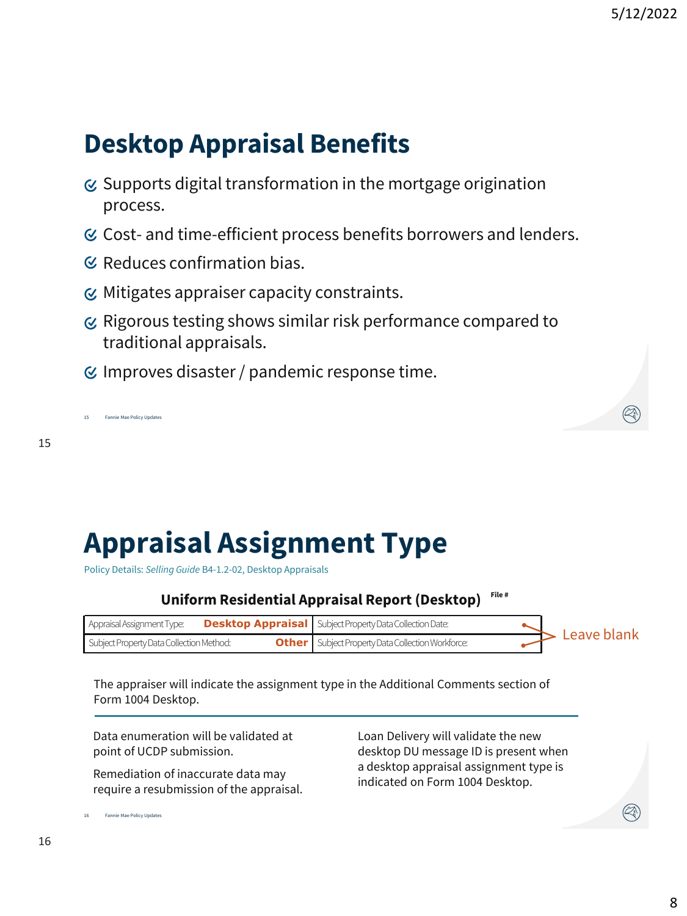# Desktop Appraisal Benefits

- Supports digital transformation in the mortgage origination process.
- Cost- and time-efficient process benefits borrowers and lenders.
- Reduces confirmation bias.
- Mitigates appraiser capacity constraints.
- Rigorous testing shows similar risk performance compared to traditional appraisals.
- Improves disaster / pandemic response time.

# Appraisal Assignment Type

Policy Details: *Selling Guide* B4-1.2-02, Desktop Appraisals

**Uniform Residential Appraisal Report (Desktop)** File #

| | | | |
|---|---|---|---|
| Appraisal Assignment Type: | **Desktop Appraisal** | Subject Property Data Collection Date: | |
| Subject Property Data Collection Method: | **Other** | Subject Property Data Collection Workforce: | |

Leave blank

The appraiser will indicate the assignment type in the Additional Comments section of Form 1004 Desktop.

Data enumeration will be validated at point of UCDP submission.

Remediation of inaccurate data may require a resubmission of the appraisal.

Loan Delivery will validate the new desktop DU message ID is present when a desktop appraisal assignment type is indicated on Form 1004 Desktop.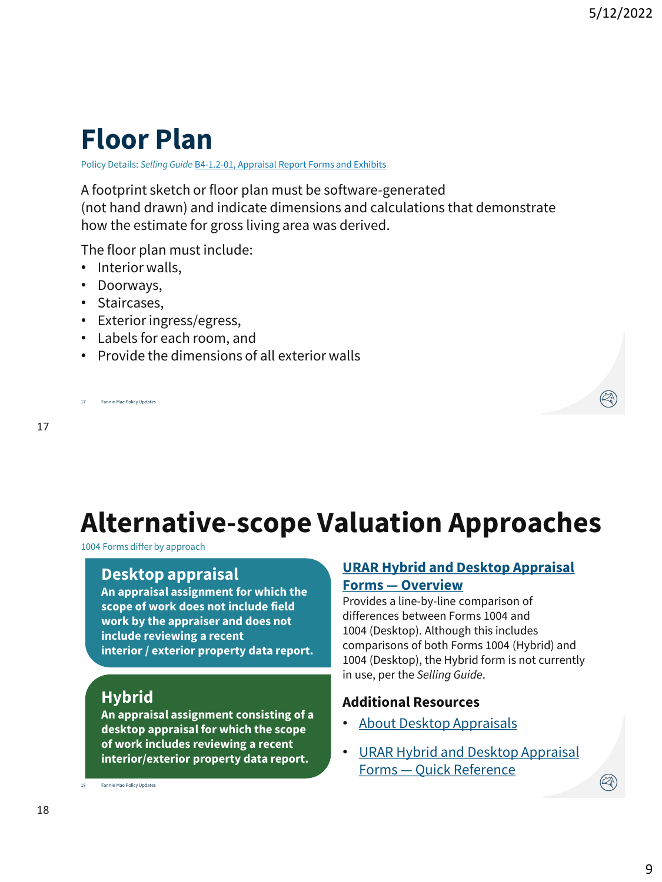# Floor Plan

Policy Details: *Selling Guide* B4-1.2-01, Appraisal Report Forms and Exhibits

A footprint sketch or floor plan must be software-generated (not hand drawn) and indicate dimensions and calculations that demonstrate how the estimate for gross living area was derived.

The floor plan must include:

- Interior walls,
- Doorways,
- Staircases,
- Exterior ingress/egress,
- Labels for each room, and
- Provide the dimensions of all exterior walls

# Alternative-scope Valuation Approaches

1004 Forms differ by approach

## Desktop appraisal

**An appraisal assignment for which the scope of work does not include field work by the appraiser and does not include reviewing a recent interior / exterior property data report.**

## Hybrid

**An appraisal assignment consisting of a desktop appraisal for which the scope of work includes reviewing a recent interior/exterior property data report.**

### URAR Hybrid and Desktop Appraisal Forms — Overview

Provides a line-by-line comparison of differences between Forms 1004 and 1004 (Desktop). Although this includes comparisons of both Forms 1004 (Hybrid) and 1004 (Desktop), the Hybrid form is not currently in use, per the *Selling Guide*.

### Additional Resources

- About Desktop Appraisals
- URAR Hybrid and Desktop Appraisal Forms — Quick Reference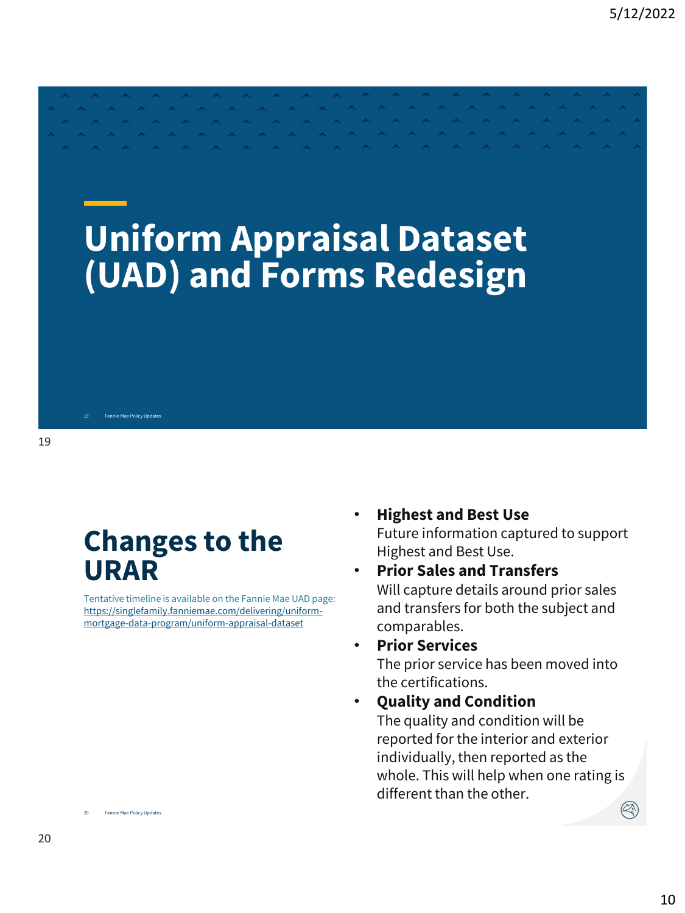# Uniform Appraisal Dataset (UAD) and Forms Redesign

## Changes to the URAR

Tentative timeline is available on the Fannie Mae UAD page: https://singlefamily.fanniemae.com/delivering/uniform-mortgage-data-program/uniform-appraisal-dataset

- **Highest and Best Use**
  Future information captured to support Highest and Best Use.
- **Prior Sales and Transfers**
  Will capture details around prior sales and transfers for both the subject and comparables.
- **Prior Services**
  The prior service has been moved into the certifications.
- **Quality and Condition**
  The quality and condition will be reported for the interior and exterior individually, then reported as the whole. This will help when one rating is different than the other.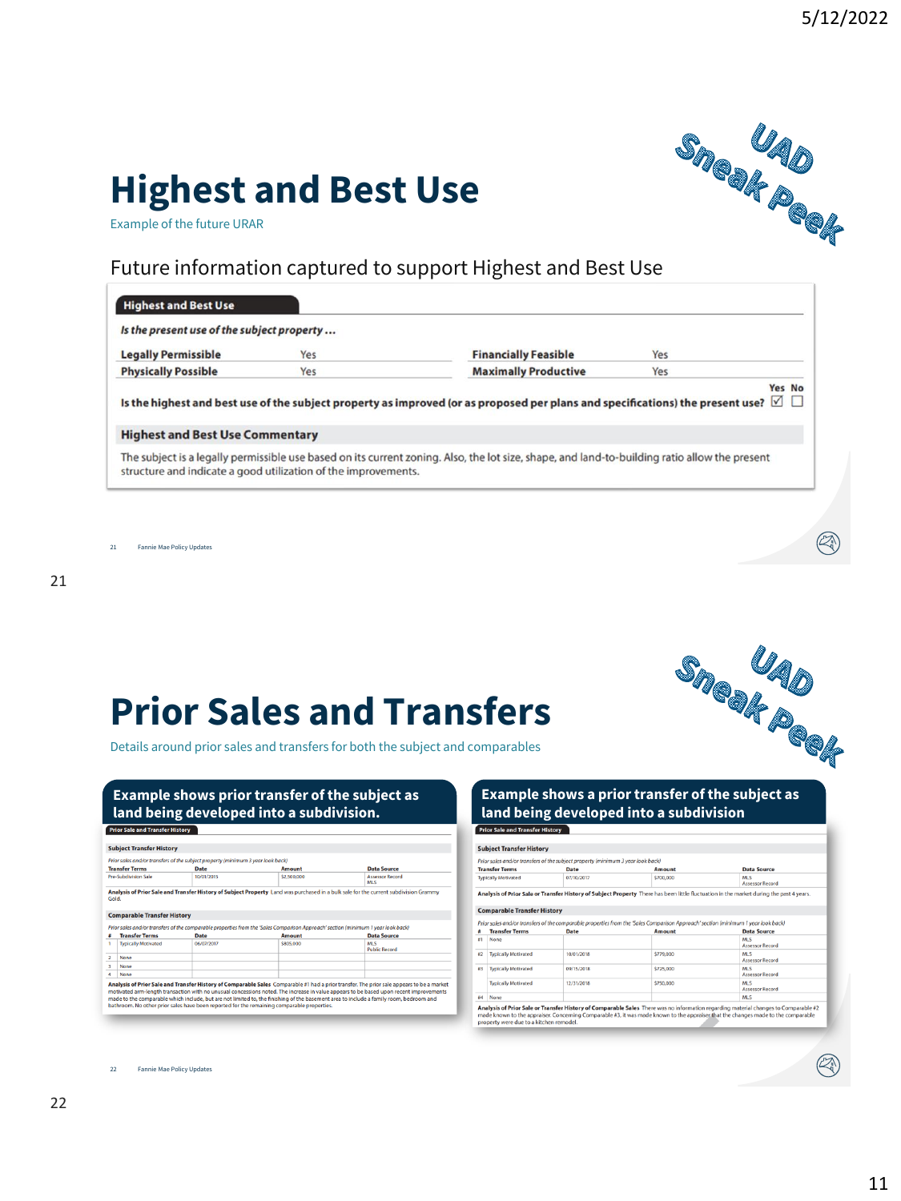# Highest and Best Use

Example of the future URAR

UAD Sneak Peek

## Future information captured to support Highest and Best Use

**Highest and Best Use**

*Is the present use of the subject property ...*

| | | | |
|---|---|---|---|
| **Legally Permissible** | Yes | **Financially Feasible** | Yes |
| **Physically Possible** | Yes | **Maximally Productive** | Yes |

**Is the highest and best use of the subject property as improved (or as proposed per plans and specifications) the present use?** Yes ☑ No ☐

**Highest and Best Use Commentary**

The subject is a legally permissible use based on its current zoning. Also, the lot size, shape, and land-to-building ratio allow the present structure and indicate a good utilization of the improvements.

# Prior Sales and Transfers

Details around prior sales and transfers for both the subject and comparables

UAD Sneak Peek

## Example shows prior transfer of the subject as land being developed into a subdivision.

**Prior Sale and Transfer History**

**Subject Transfer History**

*Prior sales and/or transfers of the subject property (minimum 3 year look back)*

| Transfer Terms | Date | Amount | Data Source |
|---|---|---|---|
| Pre-Subdivision Sale | 10/01/2015 | $2,500,000 | Assessor Record<br>MLS |

**Analysis of Prior Sale and Transfer History of Subject Property** Land was purchased in a bulk sale for the current subdivision Grammy Gold.

**Comparable Transfer History**

*Prior sales and/or transfers of the comparable properties from the 'Sales Comparison Approach' section (minimum 1 year look back)*

| # | Transfer Terms | Date | Amount | Data Source |
|---|---|---|---|---|
| 1 | Typically Motivated | 06/07/2017 | $805,000 | MLS<br>Public Record |
| 2 | None | | | |
| 3 | None | | | |
| 4 | None | | | |

**Analysis of Prior Sale and Transfer History of Comparable Sales** Comparable #1 had a prior transfer. The prior sale appears to be a market motivated arm-length transaction with no unusual concessions noted. The increase in value appears to be based upon recent improvements made to the comparable which include, but are not limited to, the finishing of the basement area to include a family room, bedroom and bathroom. No other prior sales have been reported for the remaining comparable properties.

## Example shows a prior transfer of the subject as land being developed into a subdivision

**Prior Sale and Transfer History**

**Subject Transfer History**

*Prior sales and/or transfers of the subject property (minimum 3 year look back)*

| Transfer Terms | Date | Amount | Data Source |
|---|---|---|---|
| Typically Motivated | 07/10/2017 | $700,000 | MLS<br>Assessor Record |

**Analysis of Prior Sale or Transfer History of Subject Property** There has been little fluctuation in the market during the past 4 years.

**Comparable Transfer History**

*Prior sales and/or transfers of the comparable properties from the 'Sales Comparison Approach' section (minimum 1 year look back)*

| # | Transfer Terms | Date | Amount | Data Source |
|---|---|---|---|---|
| #1 | None | | | MLS<br>Assessor Record |
| #2 | Typically Motivated | 10/01/2018 | $779,000 | MLS<br>Assessor Record |
| #3 | Typically Motivated | 09/15/2018 | $725,000 | MLS<br>Assessor Record |
| | Typically Motivated | 12/31/2018 | $750,000 | MLS<br>Assessor Record |
| #4 | None | | | MLS |

**Analysis of Prior Sale or Transfer History of Comparable Sales** There was no information regarding material changes to Comparable #2 made known to the appraiser. Concerning Comparable #3, it was made known to the appraiser that the changes made to the comparable property were due to a kitchen remodel.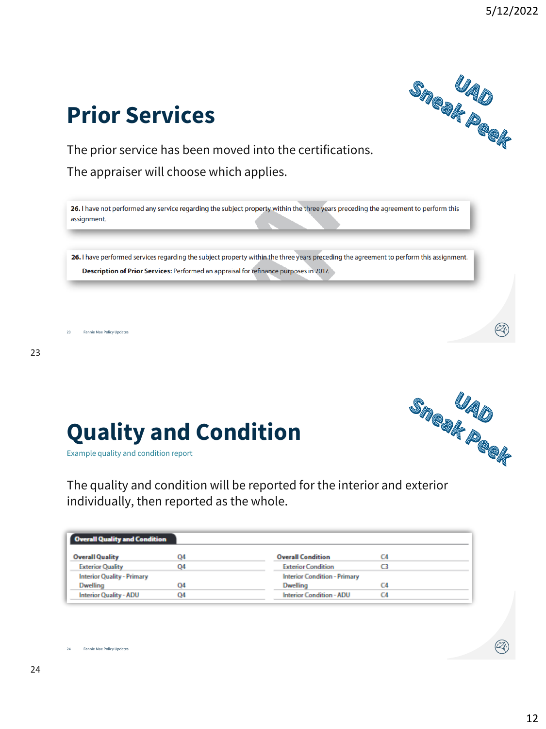# Prior Services

UAD Sneak Peek

The prior service has been moved into the certifications.

The appraiser will choose which applies.

**26.** I have not performed any service regarding the subject property within the three years preceding the agreement to perform this assignment.

**26.** I have performed services regarding the subject property within the three years preceding the agreement to perform this assignment.

**Description of Prior Services:** Performed an appraisal for refinance purposes in 2017.

# Quality and Condition

UAD Sneak Peek

Example quality and condition report

The quality and condition will be reported for the interior and exterior individually, then reported as the whole.

**Overall Quality and Condition**

| | | | |
|---|---|---|---|
| **Overall Quality** | Q4 | **Overall Condition** | C4 |
| Exterior Quality | Q4 | Exterior Condition | C3 |
| Interior Quality - Primary Dwelling | Q4 | Interior Condition - Primary Dwelling | C4 |
| Interior Quality - ADU | Q4 | Interior Condition - ADU | C4 |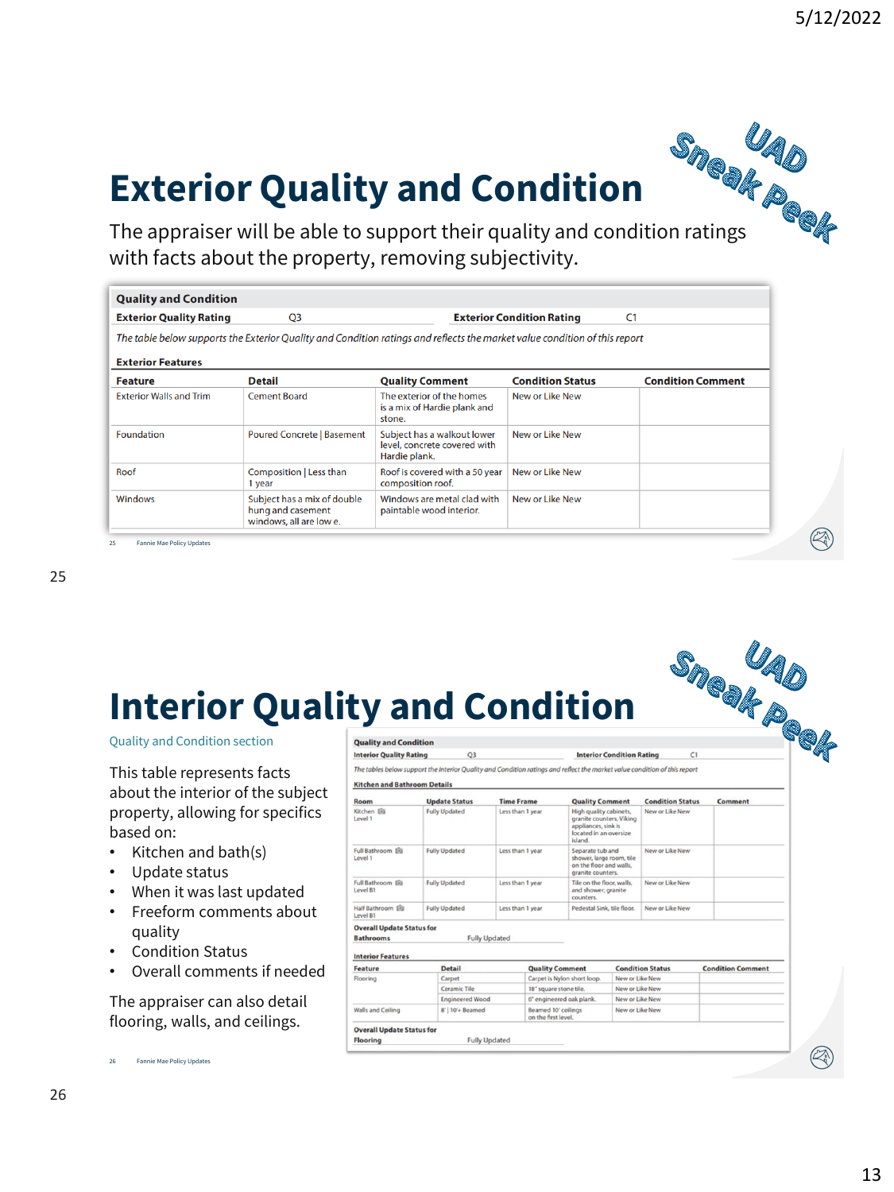# Exterior Quality and Condition

UAD Sneak Peek

The appraiser will be able to support their quality and condition ratings with facts about the property, removing subjectivity.

**Quality and Condition**

**Exterior Quality Rating** Q3 **Exterior Condition Rating** C1

*The table below supports the Exterior Quality and Condition ratings and reflects the market value condition of this report*

**Exterior Features**

| Feature | Detail | Quality Comment | Condition Status | Condition Comment |
|---|---|---|---|---|
| Exterior Walls and Trim | Cement Board | The exterior of the homes is a mix of Hardie plank and stone. | New or Like New | |
| Foundation | Poured Concrete \| Basement | Subject has a walkout lower level, concrete covered with Hardie plank. | New or Like New | |
| Roof | Composition \| Less than 1 year | Roof is covered with a 50 year composition roof. | New or Like New | |
| Windows | Subject has a mix of double hung and casement windows, all are low e. | Windows are metal clad with paintable wood interior. | New or Like New | |

25 Fannie Mae Policy Updates

# Interior Quality and Condition

UAD Sneak Peek

Quality and Condition section

This table represents facts about the interior of the subject property, allowing for specifics based on:

- Kitchen and bath(s)
- Update status
- When it was last updated
- Freeform comments about quality
- Condition Status
- Overall comments if needed

The appraiser can also detail flooring, walls, and ceilings.

**Quality and Condition**

**Interior Quality Rating** Q3 **Interior Condition Rating** C1

*The tables below support the Interior Quality and Condition ratings and reflect the market value condition of this report*

**Kitchen and Bathroom Details**

| Room | Update Status | Time Frame | Quality Comment | Condition Status | Comment |
|---|---|---|---|---|---|
| Kitchen Level 1 | Fully Updated | Less than 1 year | High quality cabinets, granite counters, Viking appliances, sink is located in an oversize island. | New or Like New | |
| Full Bathroom Level 1 | Fully Updated | Less than 1 year | Separate tub and shower, large room, tile on the floor and walls, granite counters. | New or Like New | |
| Full Bathroom Level B1 | Fully Updated | Less than 1 year | Tile on the floor, walls, and shower; granite counters. | New or Like New | |
| Half Bathroom Level B1 | Fully Updated | Less than 1 year | Pedestal Sink, tile floor. | New or Like New | |

**Overall Update Status for Bathrooms** Fully Updated

**Interior Features**

| Feature | Detail | Quality Comment | Condition Status | Condition Comment |
|---|---|---|---|---|
| Flooring | Carpet | Carpet is Nylon short loop. | New or Like New | |
| | Ceramic Tile | 18" square stone tile. | New or Like New | |
| | Engineered Wood | 6" engineered oak plank. | New or Like New | |
| Walls and Ceiling | 8' \| 10'+ Beamed | Beamed 10' ceilings on the first level. | New or Like New | |

**Overall Update Status for Flooring** Fully Updated

26 Fannie Mae Policy Updates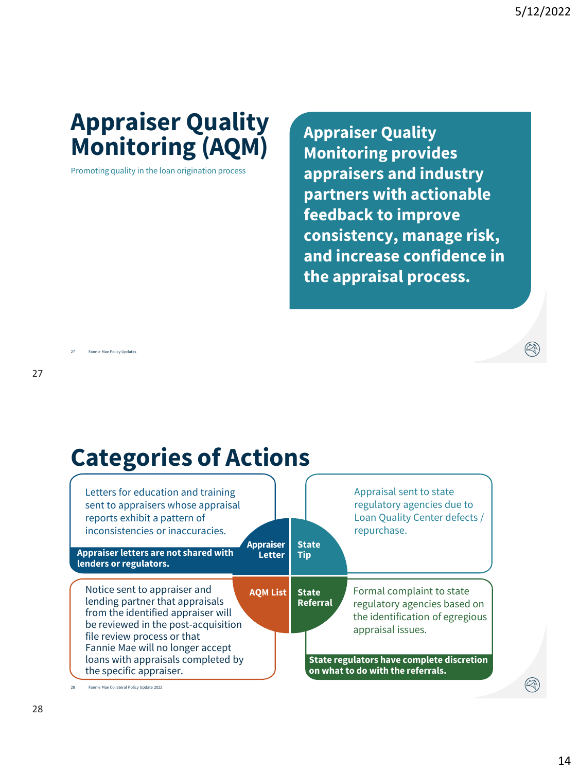# Appraiser Quality Monitoring (AQM)

Promoting quality in the loan origination process

**Appraiser Quality Monitoring provides appraisers and industry partners with actionable feedback to improve consistency, manage risk, and increase confidence in the appraisal process.**

## Categories of Actions

**Appraiser Letter**

Letters for education and training sent to appraisers whose appraisal reports exhibit a pattern of inconsistencies or inaccuracies.

**Appraiser letters are not shared with lenders or regulators.**

**State Tip**

Appraisal sent to state regulatory agencies due to Loan Quality Center defects / repurchase.

**AQM List**

Notice sent to appraiser and lending partner that appraisals from the identified appraiser will be reviewed in the post-acquisition file review process or that Fannie Mae will no longer accept loans with appraisals completed by the specific appraiser.

**State Referral**

Formal complaint to state regulatory agencies based on the identification of egregious appraisal issues.

**State regulators have complete discretion on what to do with the referrals.**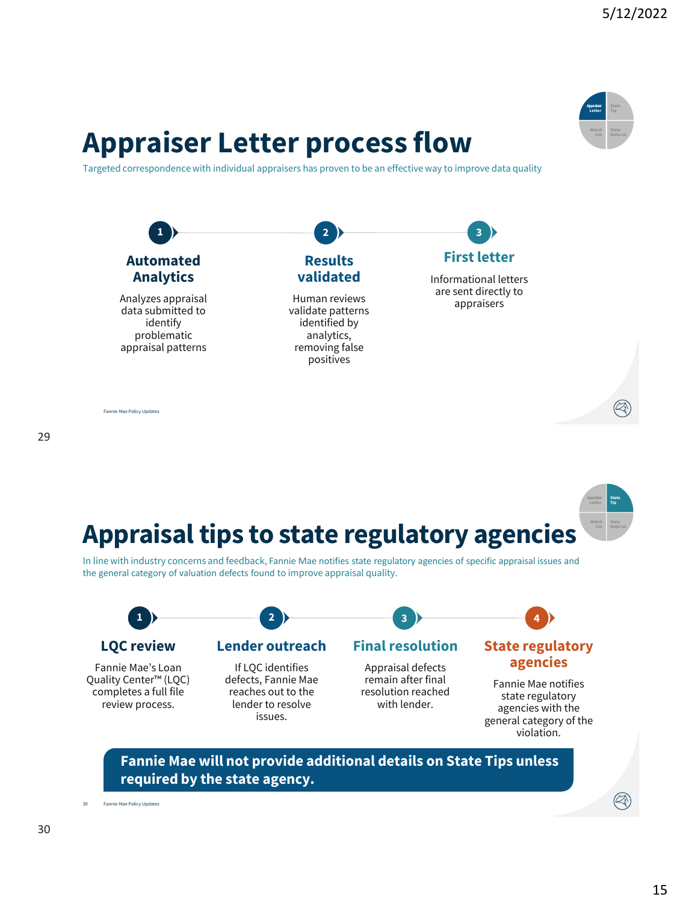# Appraiser Letter process flow

Targeted correspondence with individual appraisers has proven to be an effective way to improve data quality

**1. Automated Analytics**

Analyzes appraisal data submitted to identify problematic appraisal patterns

**2. Results validated**

Human reviews validate patterns identified by analytics, removing false positives

**3. First letter**

Informational letters are sent directly to appraisers

# Appraisal tips to state regulatory agencies

In line with industry concerns and feedback, Fannie Mae notifies state regulatory agencies of specific appraisal issues and the general category of valuation defects found to improve appraisal quality.

**1. LQC review**

Fannie Mae's Loan Quality Center™ (LQC) completes a full file review process.

**2. Lender outreach**

If LQC identifies defects, Fannie Mae reaches out to the lender to resolve issues.

**3. Final resolution**

Appraisal defects remain after final resolution reached with lender.

**4. State regulatory agencies**

Fannie Mae notifies state regulatory agencies with the general category of the violation.

**Fannie Mae will not provide additional details on State Tips unless required by the state agency.**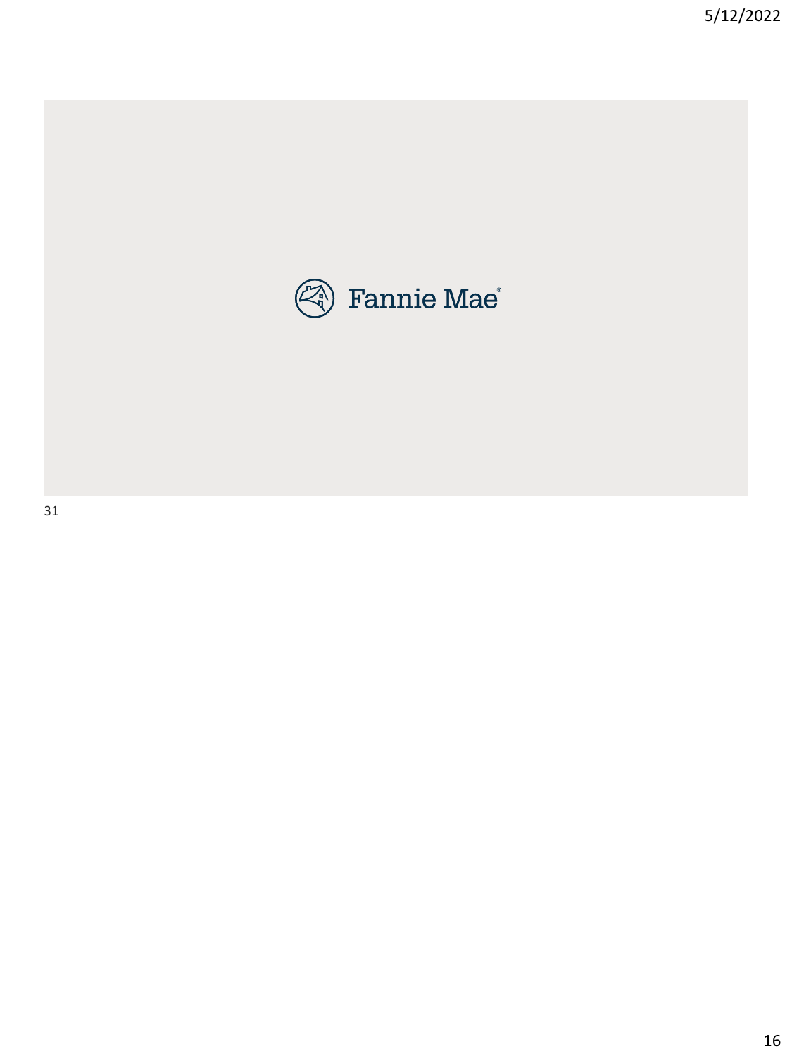Fannie Mae®